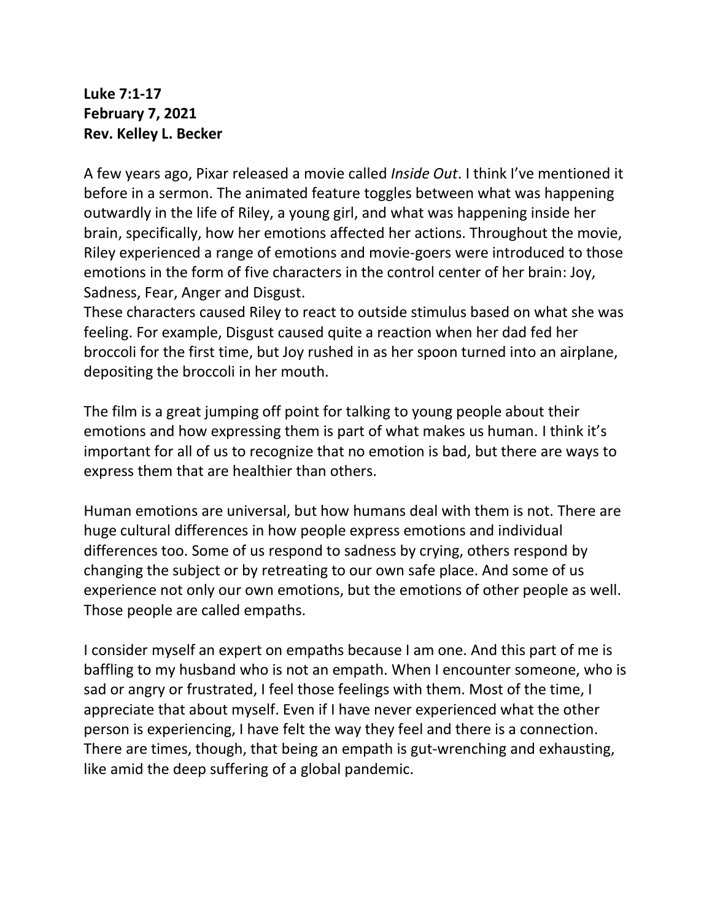**Luke 7:1-17**
**February 7, 2021**
**Rev. Kelley L. Becker**

A few years ago, Pixar released a movie called *Inside Out*. I think I've mentioned it before in a sermon. The animated feature toggles between what was happening outwardly in the life of Riley, a young girl, and what was happening inside her brain, specifically, how her emotions affected her actions. Throughout the movie, Riley experienced a range of emotions and movie-goers were introduced to those emotions in the form of five characters in the control center of her brain: Joy, Sadness, Fear, Anger and Disgust.
These characters caused Riley to react to outside stimulus based on what she was feeling. For example, Disgust caused quite a reaction when her dad fed her broccoli for the first time, but Joy rushed in as her spoon turned into an airplane, depositing the broccoli in her mouth.

The film is a great jumping off point for talking to young people about their emotions and how expressing them is part of what makes us human. I think it's important for all of us to recognize that no emotion is bad, but there are ways to express them that are healthier than others.

Human emotions are universal, but how humans deal with them is not. There are huge cultural differences in how people express emotions and individual differences too. Some of us respond to sadness by crying, others respond by changing the subject or by retreating to our own safe place. And some of us experience not only our own emotions, but the emotions of other people as well. Those people are called empaths.

I consider myself an expert on empaths because I am one. And this part of me is baffling to my husband who is not an empath. When I encounter someone, who is sad or angry or frustrated, I feel those feelings with them. Most of the time, I appreciate that about myself. Even if I have never experienced what the other person is experiencing, I have felt the way they feel and there is a connection. There are times, though, that being an empath is gut-wrenching and exhausting, like amid the deep suffering of a global pandemic.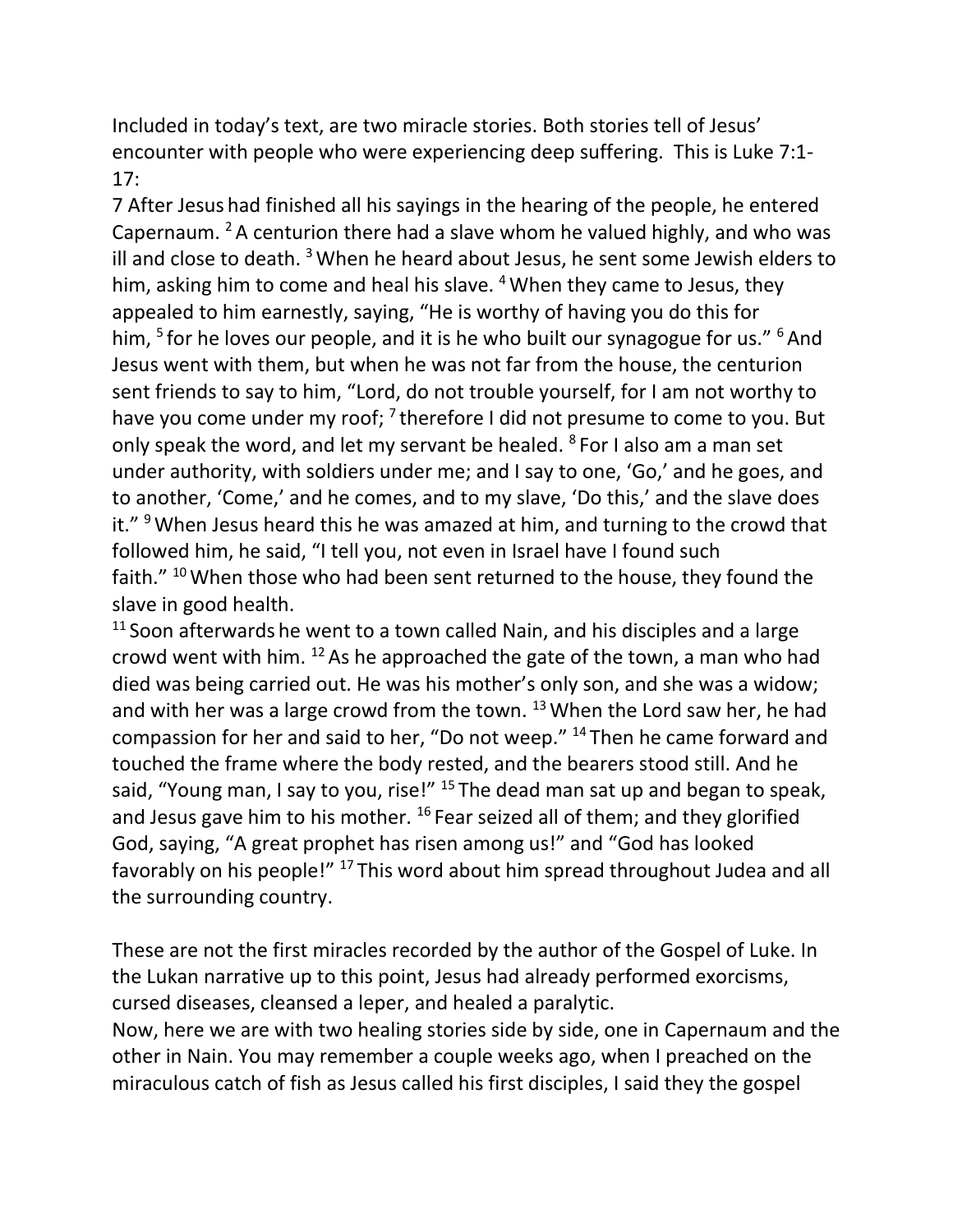Included in today's text, are two miracle stories. Both stories tell of Jesus' encounter with people who were experiencing deep suffering. This is Luke 7:1-17:

7 After Jesus had finished all his sayings in the hearing of the people, he entered Capernaum. [2] A centurion there had a slave whom he valued highly, and who was ill and close to death. [3] When he heard about Jesus, he sent some Jewish elders to him, asking him to come and heal his slave. [4] When they came to Jesus, they appealed to him earnestly, saying, "He is worthy of having you do this for him, [5] for he loves our people, and it is he who built our synagogue for us." [6] And Jesus went with them, but when he was not far from the house, the centurion sent friends to say to him, "Lord, do not trouble yourself, for I am not worthy to have you come under my roof; [7] therefore I did not presume to come to you. But only speak the word, and let my servant be healed. [8] For I also am a man set under authority, with soldiers under me; and I say to one, 'Go,' and he goes, and to another, 'Come,' and he comes, and to my slave, 'Do this,' and the slave does it." [9] When Jesus heard this he was amazed at him, and turning to the crowd that followed him, he said, "I tell you, not even in Israel have I found such faith." [10] When those who had been sent returned to the house, they found the slave in good health.

[11] Soon afterwards he went to a town called Nain, and his disciples and a large crowd went with him. [12] As he approached the gate of the town, a man who had died was being carried out. He was his mother's only son, and she was a widow; and with her was a large crowd from the town. [13] When the Lord saw her, he had compassion for her and said to her, "Do not weep." [14] Then he came forward and touched the frame where the body rested, and the bearers stood still. And he said, "Young man, I say to you, rise!" [15] The dead man sat up and began to speak, and Jesus gave him to his mother. [16] Fear seized all of them; and they glorified God, saying, "A great prophet has risen among us!" and "God has looked favorably on his people!" [17] This word about him spread throughout Judea and all the surrounding country.

These are not the first miracles recorded by the author of the Gospel of Luke. In the Lukan narrative up to this point, Jesus had already performed exorcisms, cursed diseases, cleansed a leper, and healed a paralytic.

Now, here we are with two healing stories side by side, one in Capernaum and the other in Nain. You may remember a couple weeks ago, when I preached on the miraculous catch of fish as Jesus called his first disciples, I said they the gospel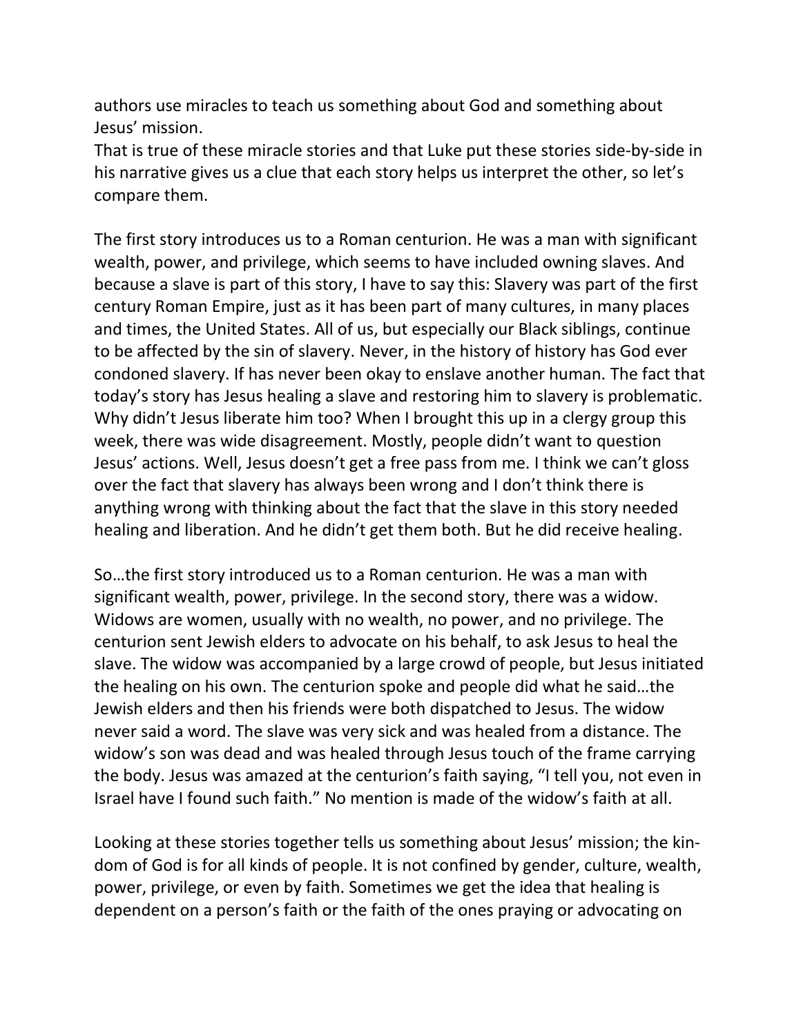authors use miracles to teach us something about God and something about Jesus' mission.
That is true of these miracle stories and that Luke put these stories side-by-side in his narrative gives us a clue that each story helps us interpret the other, so let's compare them.

The first story introduces us to a Roman centurion. He was a man with significant wealth, power, and privilege, which seems to have included owning slaves. And because a slave is part of this story, I have to say this: Slavery was part of the first century Roman Empire, just as it has been part of many cultures, in many places and times, the United States. All of us, but especially our Black siblings, continue to be affected by the sin of slavery. Never, in the history of history has God ever condoned slavery. If has never been okay to enslave another human. The fact that today's story has Jesus healing a slave and restoring him to slavery is problematic. Why didn't Jesus liberate him too? When I brought this up in a clergy group this week, there was wide disagreement. Mostly, people didn't want to question Jesus' actions. Well, Jesus doesn't get a free pass from me. I think we can't gloss over the fact that slavery has always been wrong and I don't think there is anything wrong with thinking about the fact that the slave in this story needed healing and liberation. And he didn't get them both. But he did receive healing.

So…the first story introduced us to a Roman centurion. He was a man with significant wealth, power, privilege. In the second story, there was a widow. Widows are women, usually with no wealth, no power, and no privilege. The centurion sent Jewish elders to advocate on his behalf, to ask Jesus to heal the slave. The widow was accompanied by a large crowd of people, but Jesus initiated the healing on his own. The centurion spoke and people did what he said…the Jewish elders and then his friends were both dispatched to Jesus. The widow never said a word. The slave was very sick and was healed from a distance. The widow's son was dead and was healed through Jesus touch of the frame carrying the body. Jesus was amazed at the centurion's faith saying, "I tell you, not even in Israel have I found such faith." No mention is made of the widow's faith at all.

Looking at these stories together tells us something about Jesus' mission; the kin-dom of God is for all kinds of people. It is not confined by gender, culture, wealth, power, privilege, or even by faith. Sometimes we get the idea that healing is dependent on a person's faith or the faith of the ones praying or advocating on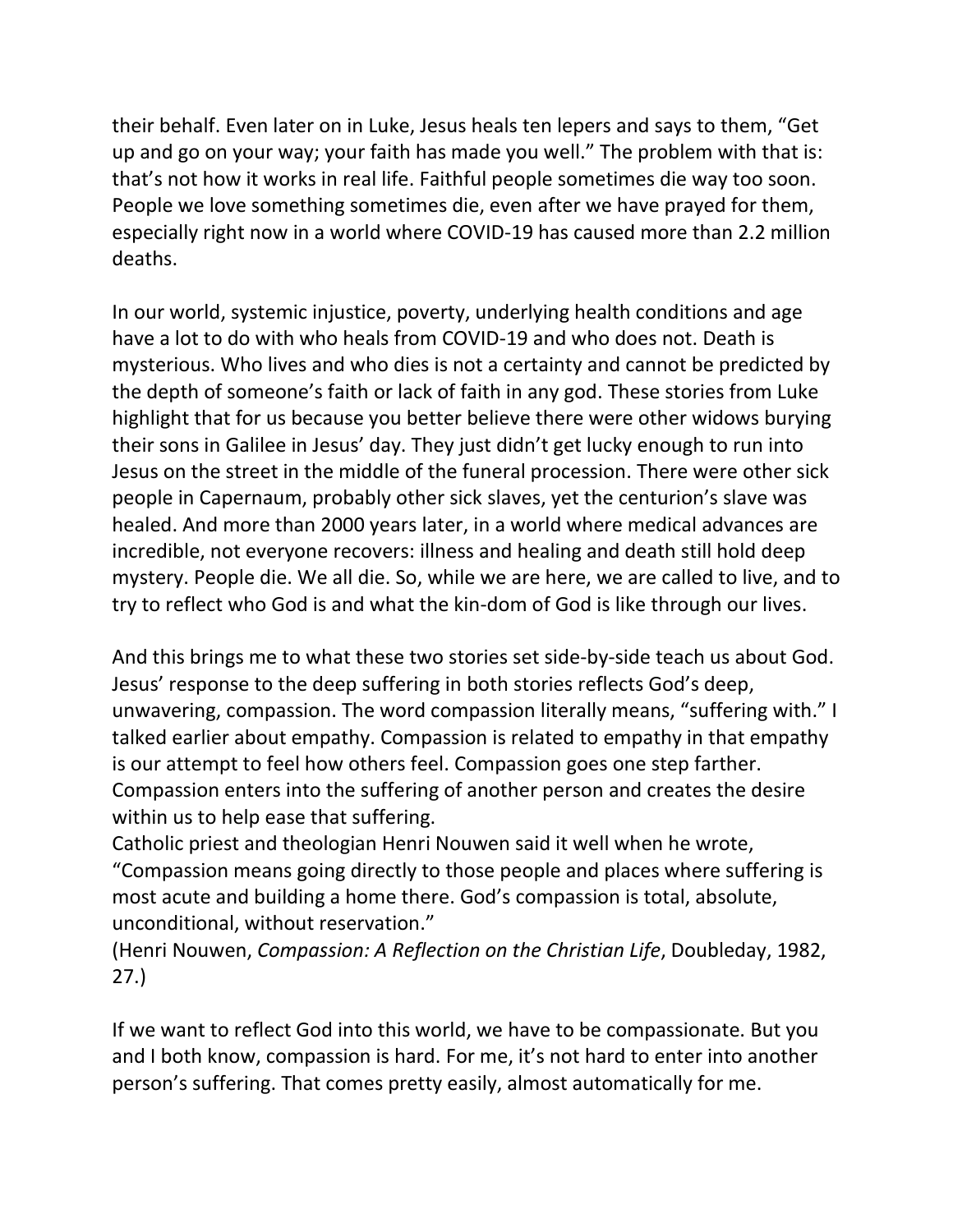their behalf. Even later on in Luke, Jesus heals ten lepers and says to them, "Get up and go on your way; your faith has made you well." The problem with that is: that's not how it works in real life. Faithful people sometimes die way too soon. People we love something sometimes die, even after we have prayed for them, especially right now in a world where COVID-19 has caused more than 2.2 million deaths.

In our world, systemic injustice, poverty, underlying health conditions and age have a lot to do with who heals from COVID-19 and who does not. Death is mysterious. Who lives and who dies is not a certainty and cannot be predicted by the depth of someone's faith or lack of faith in any god. These stories from Luke highlight that for us because you better believe there were other widows burying their sons in Galilee in Jesus' day. They just didn't get lucky enough to run into Jesus on the street in the middle of the funeral procession. There were other sick people in Capernaum, probably other sick slaves, yet the centurion's slave was healed. And more than 2000 years later, in a world where medical advances are incredible, not everyone recovers: illness and healing and death still hold deep mystery. People die. We all die. So, while we are here, we are called to live, and to try to reflect who God is and what the kin-dom of God is like through our lives.

And this brings me to what these two stories set side-by-side teach us about God. Jesus' response to the deep suffering in both stories reflects God's deep, unwavering, compassion. The word compassion literally means, "suffering with." I talked earlier about empathy. Compassion is related to empathy in that empathy is our attempt to feel how others feel. Compassion goes one step farther. Compassion enters into the suffering of another person and creates the desire within us to help ease that suffering.

Catholic priest and theologian Henri Nouwen said it well when he wrote, "Compassion means going directly to those people and places where suffering is most acute and building a home there. God's compassion is total, absolute, unconditional, without reservation."
(Henri Nouwen, *Compassion: A Reflection on the Christian Life*, Doubleday, 1982, 27.)

If we want to reflect God into this world, we have to be compassionate. But you and I both know, compassion is hard. For me, it's not hard to enter into another person's suffering. That comes pretty easily, almost automatically for me.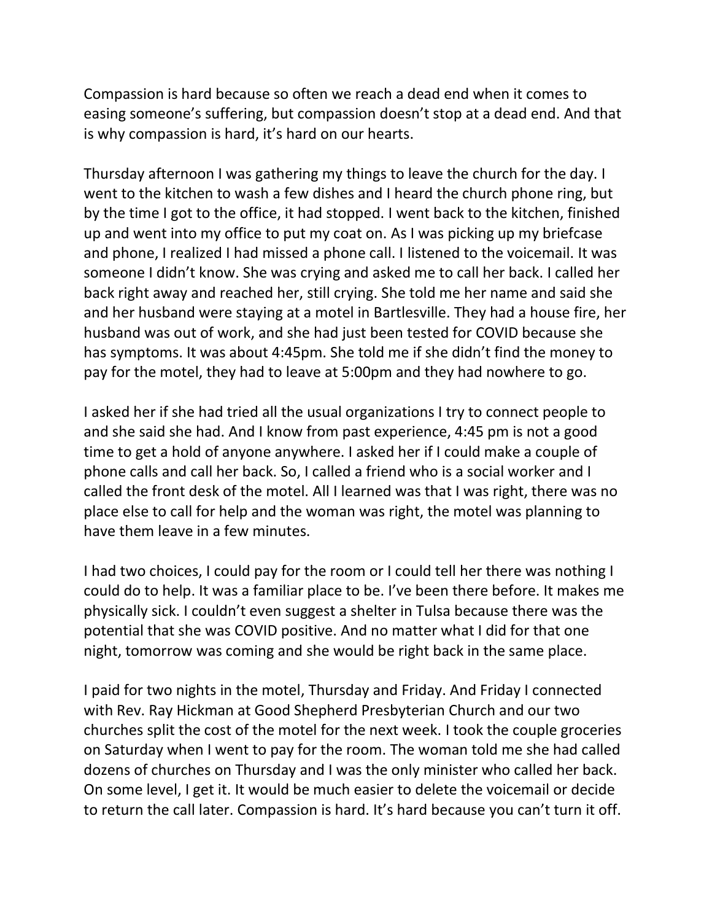Compassion is hard because so often we reach a dead end when it comes to easing someone's suffering, but compassion doesn't stop at a dead end. And that is why compassion is hard, it's hard on our hearts.

Thursday afternoon I was gathering my things to leave the church for the day. I went to the kitchen to wash a few dishes and I heard the church phone ring, but by the time I got to the office, it had stopped. I went back to the kitchen, finished up and went into my office to put my coat on. As I was picking up my briefcase and phone, I realized I had missed a phone call. I listened to the voicemail. It was someone I didn't know. She was crying and asked me to call her back. I called her back right away and reached her, still crying. She told me her name and said she and her husband were staying at a motel in Bartlesville. They had a house fire, her husband was out of work, and she had just been tested for COVID because she has symptoms. It was about 4:45pm. She told me if she didn't find the money to pay for the motel, they had to leave at 5:00pm and they had nowhere to go.

I asked her if she had tried all the usual organizations I try to connect people to and she said she had. And I know from past experience, 4:45 pm is not a good time to get a hold of anyone anywhere. I asked her if I could make a couple of phone calls and call her back. So, I called a friend who is a social worker and I called the front desk of the motel. All I learned was that I was right, there was no place else to call for help and the woman was right, the motel was planning to have them leave in a few minutes.

I had two choices, I could pay for the room or I could tell her there was nothing I could do to help. It was a familiar place to be. I've been there before. It makes me physically sick. I couldn't even suggest a shelter in Tulsa because there was the potential that she was COVID positive. And no matter what I did for that one night, tomorrow was coming and she would be right back in the same place.

I paid for two nights in the motel, Thursday and Friday. And Friday I connected with Rev. Ray Hickman at Good Shepherd Presbyterian Church and our two churches split the cost of the motel for the next week. I took the couple groceries on Saturday when I went to pay for the room. The woman told me she had called dozens of churches on Thursday and I was the only minister who called her back. On some level, I get it. It would be much easier to delete the voicemail or decide to return the call later. Compassion is hard. It's hard because you can't turn it off.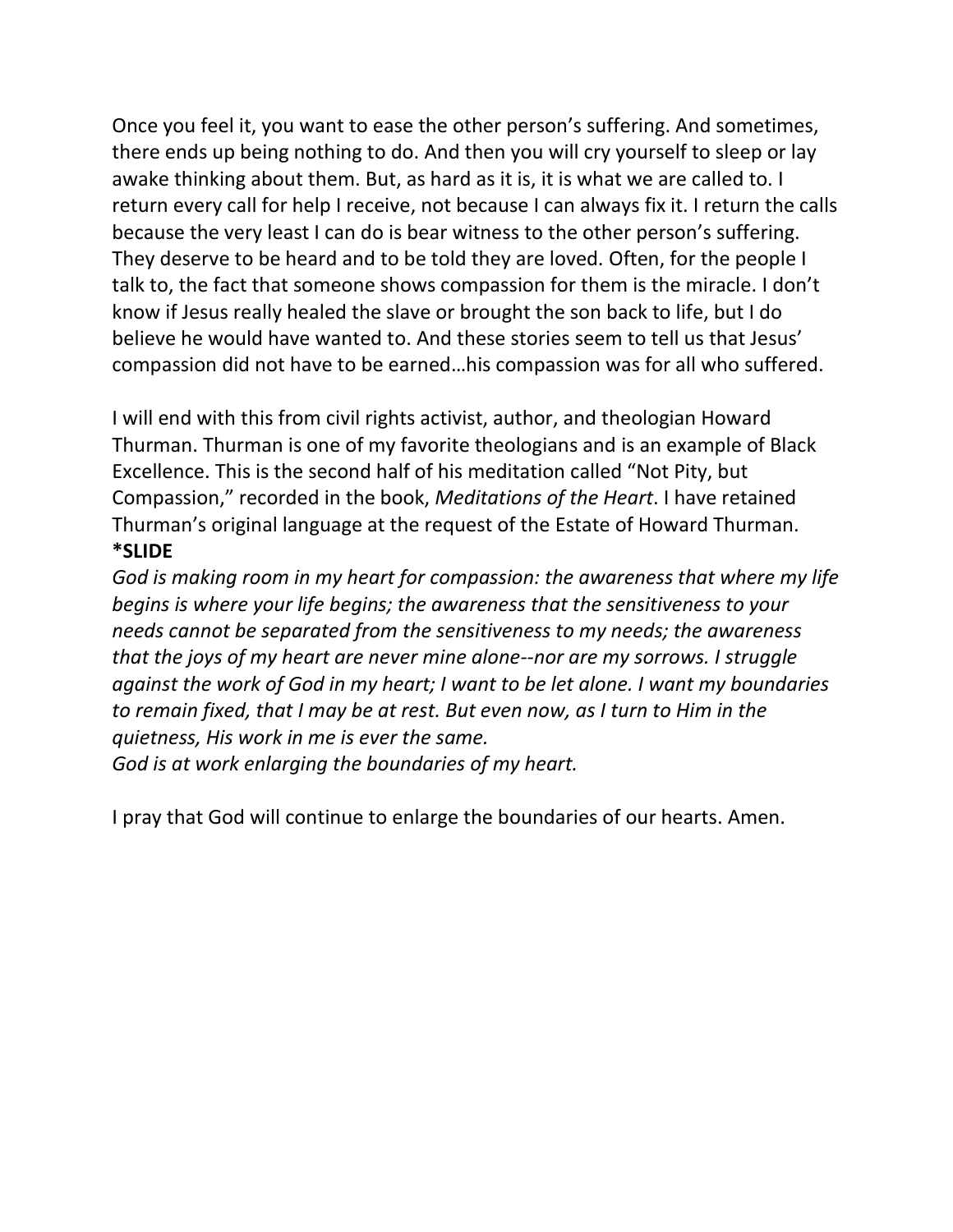Once you feel it, you want to ease the other person's suffering. And sometimes, there ends up being nothing to do. And then you will cry yourself to sleep or lay awake thinking about them. But, as hard as it is, it is what we are called to. I return every call for help I receive, not because I can always fix it. I return the calls because the very least I can do is bear witness to the other person's suffering. They deserve to be heard and to be told they are loved. Often, for the people I talk to, the fact that someone shows compassion for them is the miracle. I don't know if Jesus really healed the slave or brought the son back to life, but I do believe he would have wanted to. And these stories seem to tell us that Jesus' compassion did not have to be earned…his compassion was for all who suffered.

I will end with this from civil rights activist, author, and theologian Howard Thurman. Thurman is one of my favorite theologians and is an example of Black Excellence. This is the second half of his meditation called "Not Pity, but Compassion," recorded in the book, *Meditations of the Heart*. I have retained Thurman's original language at the request of the Estate of Howard Thurman.
**\*SLIDE**
*God is making room in my heart for compassion: the awareness that where my life begins is where your life begins; the awareness that the sensitiveness to your needs cannot be separated from the sensitiveness to my needs; the awareness that the joys of my heart are never mine alone--nor are my sorrows. I struggle against the work of God in my heart; I want to be let alone. I want my boundaries to remain fixed, that I may be at rest. But even now, as I turn to Him in the quietness, His work in me is ever the same.*
*God is at work enlarging the boundaries of my heart.*

I pray that God will continue to enlarge the boundaries of our hearts. Amen.